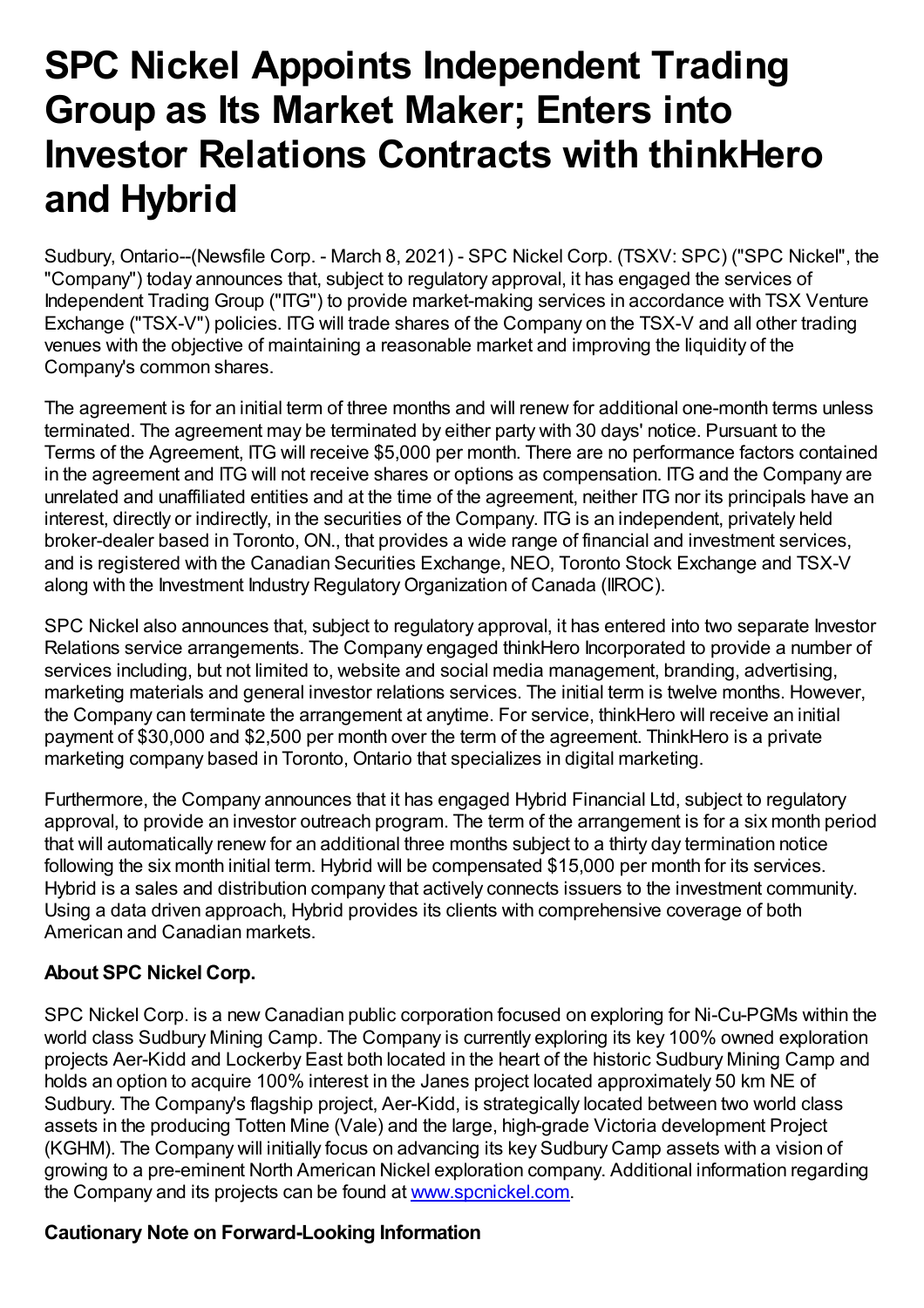# SPC Nickel Appoints Independent Trading Group as Its Market Maker; Enters into Investor Relations Contracts with thinkHero and Hybrid

Sudbury, Ontario--(Newsfile Corp. - March 8, 2021) - SPC Nickel Corp. (TSXV: SPC) ("SPC Nickel", the "Company") today announces that, subject to regulatory approval, it has engaged the services of Independent Trading Group ("ITG") to provide market-making services in accordance with TSX Venture Exchange ("TSX-V") policies. ITG will trade shares of the Company on the TSX-V and all other trading venues with the objective of maintaining a reasonable market and improving the liquidity of the Company's common shares.

The agreement is for an initial term of three months and will renew for additional one-month terms unless terminated. The agreement may be terminated by either party with 30 days' notice. Pursuant to the Terms of the Agreement, ITG will receive $5,000 per month. There are no performance factors contained in the agreement and ITG will not receive shares or options as compensation. ITG and the Company are unrelated and unaffiliated entities and at the time of the agreement, neither ITG nor its principals have an interest, directly or indirectly, in the securities of the Company. ITG is an independent, privately held broker-dealer based in Toronto, ON., that provides a wide range of financial and investment services, and is registered with the Canadian Securities Exchange, NEO, Toronto Stock Exchange and TSX-V along with the Investment Industry Regulatory Organization of Canada (IIROC).

SPC Nickel also announces that, subject to regulatory approval, it has entered into two separate Investor Relations service arrangements. The Company engaged thinkHero Incorporated to provide a number of services including, but not limited to, website and social media management, branding, advertising, marketing materials and general investor relations services. The initial term is twelve months. However, the Company can terminate the arrangement at anytime. For service, thinkHero will receive an initial payment of $30,000 and $2,500 per month over the term of the agreement. ThinkHero is a private marketing company based in Toronto, Ontario that specializes in digital marketing.

Furthermore, the Company announces that it has engaged Hybrid Financial Ltd, subject to regulatory approval, to provide an investor outreach program. The term of the arrangement is for a six month period that will automatically renew for an additional three months subject to a thirty day termination notice following the six month initial term. Hybrid will be compensated $15,000 per month for its services. Hybrid is a sales and distribution company that actively connects issuers to the investment community. Using a data driven approach, Hybrid provides its clients with comprehensive coverage of both American and Canadian markets.

### About SPC Nickel Corp.

SPC Nickel Corp. is a new Canadian public corporation focused on exploring for Ni-Cu-PGMs within the world class Sudbury Mining Camp. The Company is currently exploring its key 100% owned exploration projects Aer-Kidd and Lockerby East both located in the heart of the historic Sudbury Mining Camp and holds an option to acquire 100% interest in the Janes project located approximately 50 km NE of Sudbury. The Company's flagship project, Aer-Kidd, is strategically located between two world class assets in the producing Totten Mine (Vale) and the large, high-grade Victoria development Project (KGHM). The Company will initially focus on advancing its key Sudbury Camp assets with a vision of growing to a pre-eminent North American Nickel exploration company. Additional information regarding the Company and its projects can be found at [www.spcnickel.com](http://www.spcnickel.com).

### Cautionary Note on Forward-Looking Information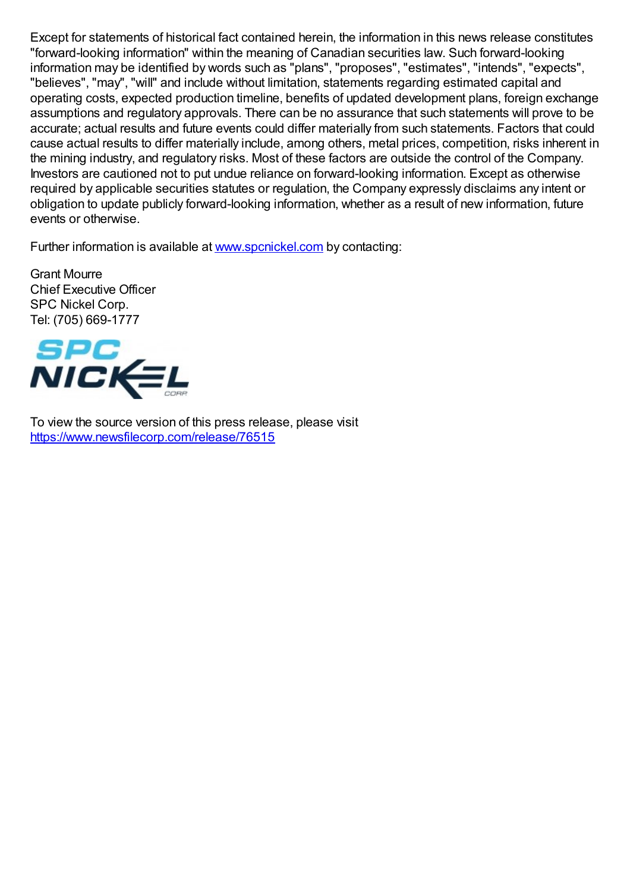Except for statements of historical fact contained herein, the information in this news release constitutes "forward-looking information" within the meaning of Canadian securities law. Such forward-looking information may be identified by words such as "plans", "proposes", "estimates", "intends", "expects", "believes", "may", "will" and include without limitation, statements regarding estimated capital and operating costs, expected production timeline, benefits of updated development plans, foreign exchange assumptions and regulatory approvals. There can be no assurance that such statements will prove to be accurate; actual results and future events could differ materially from such statements. Factors that could cause actual results to differ materially include, among others, metal prices, competition, risks inherent in the mining industry, and regulatory risks. Most of these factors are outside the control of the Company. Investors are cautioned not to put undue reliance on forward-looking information. Except as otherwise required by applicable securities statutes or regulation, the Company expressly disclaims any intent or obligation to update publicly forward-looking information, whether as a result of new information, future events or otherwise.

Further information is available at [www.spcnickel.com](http://www.spcnickel.com) by contacting:

Grant Mourre
Chief Executive Officer
SPC Nickel Corp.
Tel: (705) 669-1777

SPC NICKEL CORP

To view the source version of this press release, please visit [https://www.newsfilecorp.com/release/76515](https://www.newsfilecorp.com/release/76515)